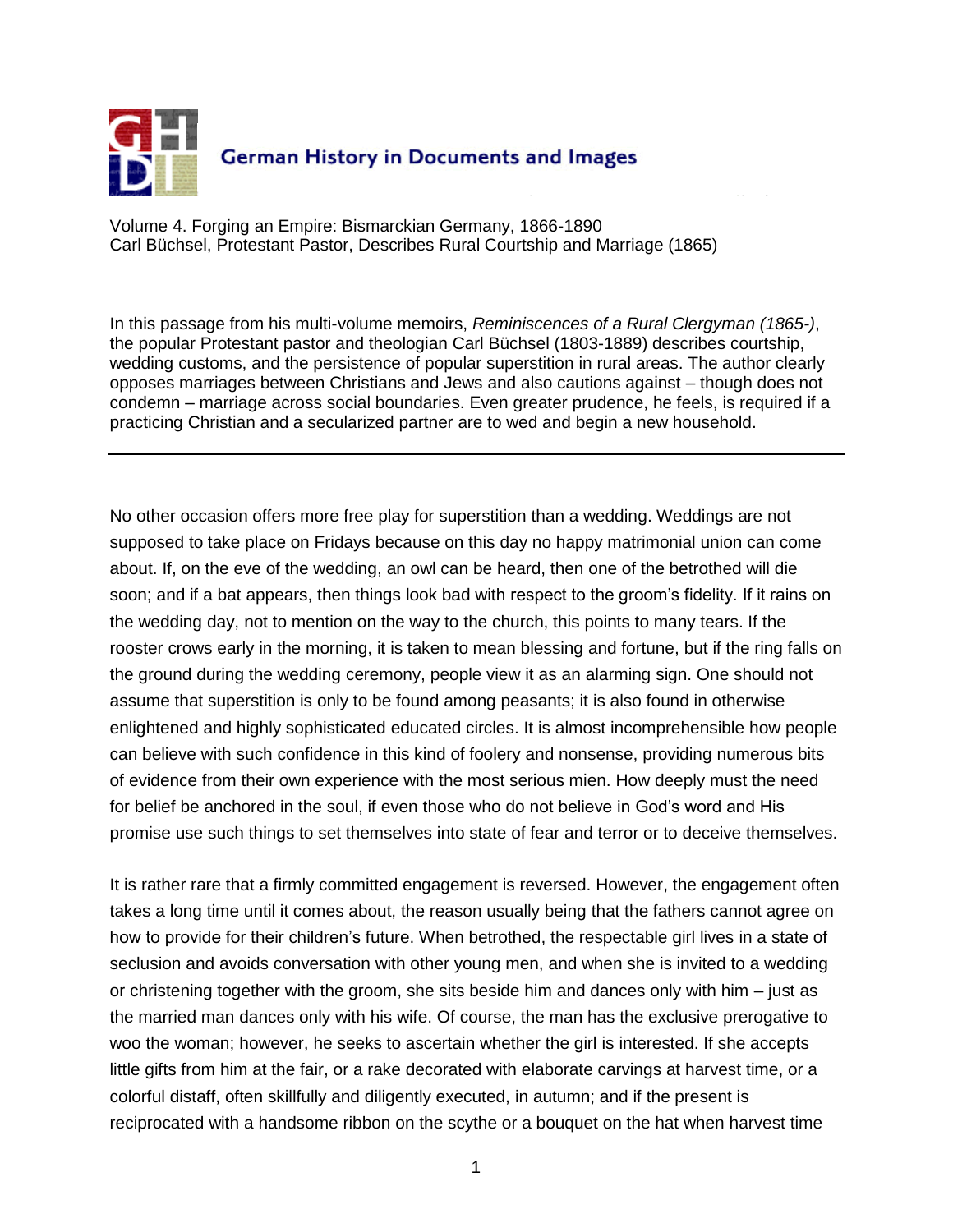German History in Documents and Images

Volume 4. Forging an Empire: Bismarckian Germany, 1866-1890
Carl Büchsel, Protestant Pastor, Describes Rural Courtship and Marriage (1865)

In this passage from his multi-volume memoirs, *Reminiscences of a Rural Clergyman (1865-)*, the popular Protestant pastor and theologian Carl Büchsel (1803-1889) describes courtship, wedding customs, and the persistence of popular superstition in rural areas. The author clearly opposes marriages between Christians and Jews and also cautions against – though does not condemn – marriage across social boundaries. Even greater prudence, he feels, is required if a practicing Christian and a secularized partner are to wed and begin a new household.

---

No other occasion offers more free play for superstition than a wedding. Weddings are not supposed to take place on Fridays because on this day no happy matrimonial union can come about. If, on the eve of the wedding, an owl can be heard, then one of the betrothed will die soon; and if a bat appears, then things look bad with respect to the groom's fidelity. If it rains on the wedding day, not to mention on the way to the church, this points to many tears. If the rooster crows early in the morning, it is taken to mean blessing and fortune, but if the ring falls on the ground during the wedding ceremony, people view it as an alarming sign. One should not assume that superstition is only to be found among peasants; it is also found in otherwise enlightened and highly sophisticated educated circles. It is almost incomprehensible how people can believe with such confidence in this kind of foolery and nonsense, providing numerous bits of evidence from their own experience with the most serious miens. How deeply must the need for belief be anchored in the soul, if even those who do not believe in God's word and His promise use such things to set themselves into state of fear and terror or to deceive themselves.

It is rather rare that a firmly committed engagement is reversed. However, the engagement often takes a long time until it comes about, the reason usually being that the fathers cannot agree on how to provide for their children's future. When betrothed, the respectable girl lives in a state of seclusion and avoids conversation with other young men, and when she is invited to a wedding or christening together with the groom, she sits beside him and dances only with him – just as the married man dances only with his wife. Of course, the man has the exclusive prerogative to woo the woman; however, he seeks to ascertain whether the girl is interested. If she accepts little gifts from him at the fair, or a rake decorated with elaborate carvings at harvest time, or a colorful distaff, often skillfully and diligently executed, in autumn; and if the present is reciprocated with a handsome ribbon on the scythe or a bouquet on the hat when harvest time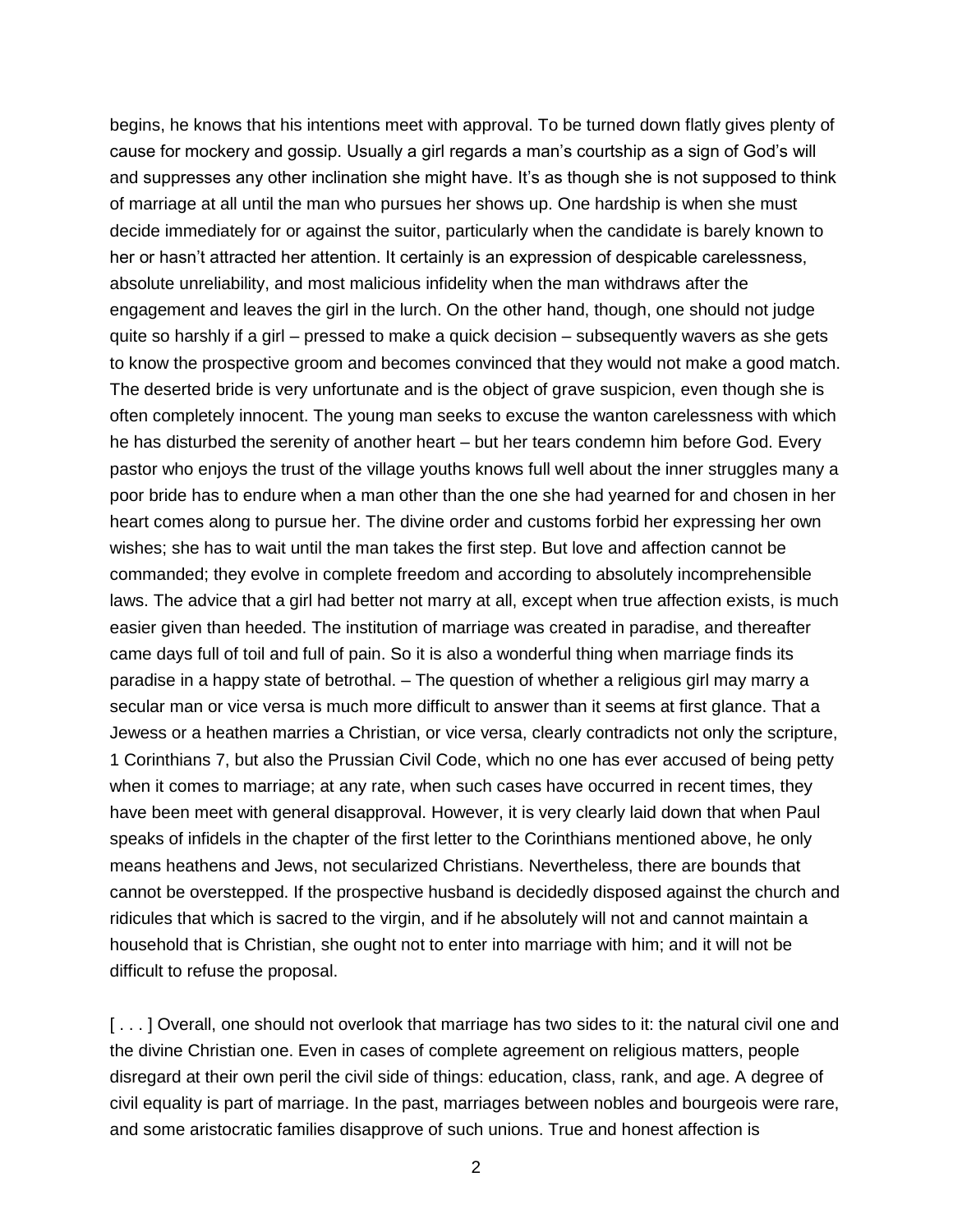begins, he knows that his intentions meet with approval. To be turned down flatly gives plenty of cause for mockery and gossip. Usually a girl regards a man's courtship as a sign of God's will and suppresses any other inclination she might have. It's as though she is not supposed to think of marriage at all until the man who pursues her shows up. One hardship is when she must decide immediately for or against the suitor, particularly when the candidate is barely known to her or hasn't attracted her attention. It certainly is an expression of despicable carelessness, absolute unreliability, and most malicious infidelity when the man withdraws after the engagement and leaves the girl in the lurch. On the other hand, though, one should not judge quite so harshly if a girl – pressed to make a quick decision – subsequently wavers as she gets to know the prospective groom and becomes convinced that they would not make a good match. The deserted bride is very unfortunate and is the object of grave suspicion, even though she is often completely innocent. The young man seeks to excuse the wanton carelessness with which he has disturbed the serenity of another heart – but her tears condemn him before God. Every pastor who enjoys the trust of the village youths knows full well about the inner struggles many a poor bride has to endure when a man other than the one she had yearned for and chosen in her heart comes along to pursue her. The divine order and customs forbid her expressing her own wishes; she has to wait until the man takes the first step. But love and affection cannot be commanded; they evolve in complete freedom and according to absolutely incomprehensible laws. The advice that a girl had better not marry at all, except when true affection exists, is much easier given than heeded. The institution of marriage was created in paradise, and thereafter came days full of toil and full of pain. So it is also a wonderful thing when marriage finds its paradise in a happy state of betrothal. – The question of whether a religious girl may marry a secular man or vice versa is much more difficult to answer than it seems at first glance. That a Jewess or a heathen marries a Christian, or vice versa, clearly contradicts not only the scripture, 1 Corinthians 7, but also the Prussian Civil Code, which no one has ever accused of being petty when it comes to marriage; at any rate, when such cases have occurred in recent times, they have been meet with general disapproval. However, it is very clearly laid down that when Paul speaks of infidels in the chapter of the first letter to the Corinthians mentioned above, he only means heathens and Jews, not secularized Christians. Nevertheless, there are bounds that cannot be overstepped. If the prospective husband is decidedly disposed against the church and ridicules that which is sacred to the virgin, and if he absolutely will not and cannot maintain a household that is Christian, she ought not to enter into marriage with him; and it will not be difficult to refuse the proposal.

[ . . . ] Overall, one should not overlook that marriage has two sides to it: the natural civil one and the divine Christian one. Even in cases of complete agreement on religious matters, people disregard at their own peril the civil side of things: education, class, rank, and age. A degree of civil equality is part of marriage. In the past, marriages between nobles and bourgeois were rare, and some aristocratic families disapprove of such unions. True and honest affection is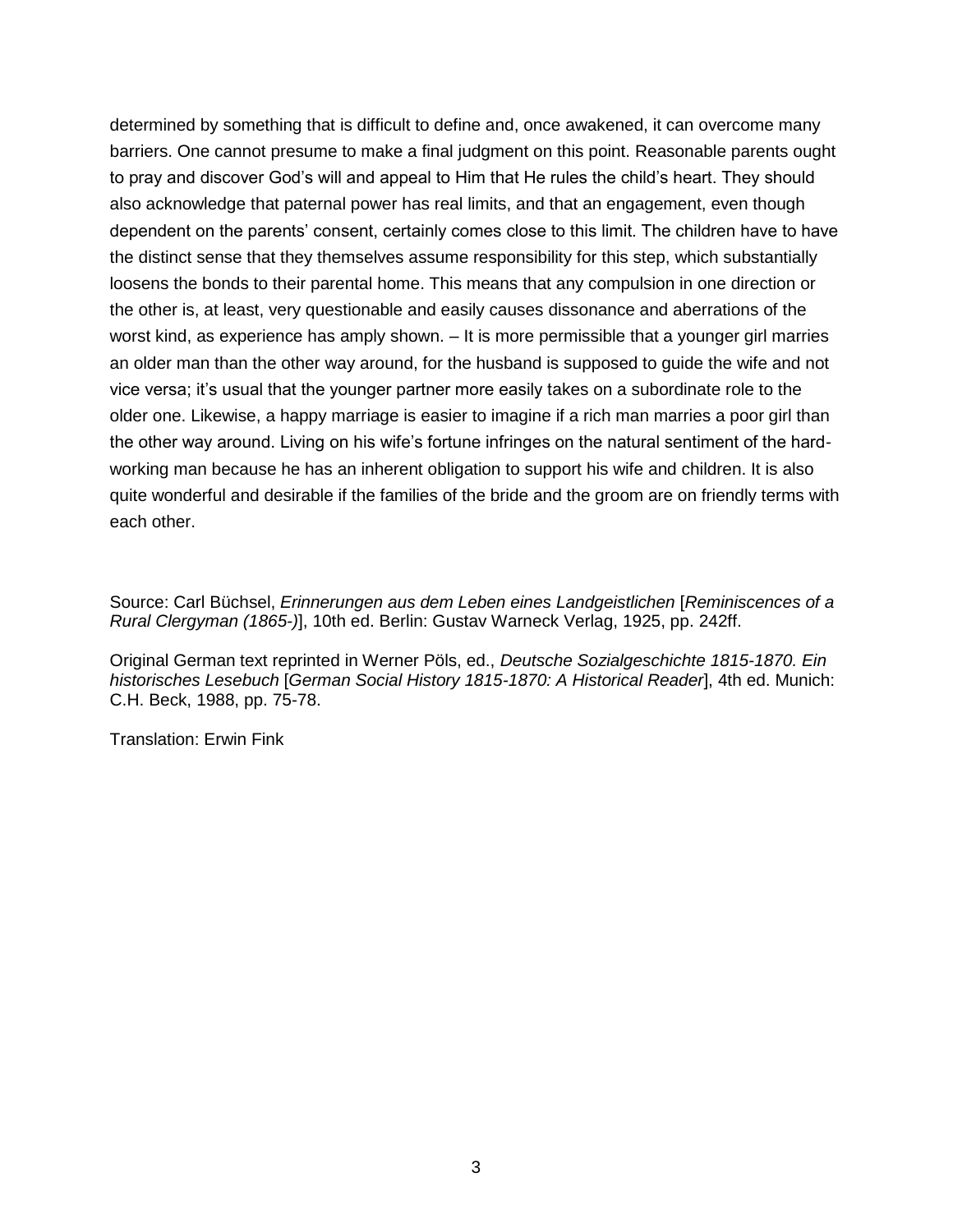determined by something that is difficult to define and, once awakened, it can overcome many barriers. One cannot presume to make a final judgment on this point. Reasonable parents ought to pray and discover God's will and appeal to Him that He rules the child's heart. They should also acknowledge that paternal power has real limits, and that an engagement, even though dependent on the parents' consent, certainly comes close to this limit. The children have to have the distinct sense that they themselves assume responsibility for this step, which substantially loosens the bonds to their parental home. This means that any compulsion in one direction or the other is, at least, very questionable and easily causes dissonance and aberrations of the worst kind, as experience has amply shown. – It is more permissible that a younger girl marries an older man than the other way around, for the husband is supposed to guide the wife and not vice versa; it's usual that the younger partner more easily takes on a subordinate role to the older one. Likewise, a happy marriage is easier to imagine if a rich man marries a poor girl than the other way around. Living on his wife's fortune infringes on the natural sentiment of the hard-working man because he has an inherent obligation to support his wife and children. It is also quite wonderful and desirable if the families of the bride and the groom are on friendly terms with each other.

Source: Carl Büchsel, *Erinnerungen aus dem Leben eines Landgeistlichen* [*Reminiscences of a Rural Clergyman (1865-)*], 10th ed. Berlin: Gustav Warneck Verlag, 1925, pp. 242ff.

Original German text reprinted in Werner Pöls, ed., *Deutsche Sozialgeschichte 1815-1870. Ein historisches Lesebuch* [*German Social History 1815-1870: A Historical Reader*], 4th ed. Munich: C.H. Beck, 1988, pp. 75-78.

Translation: Erwin Fink